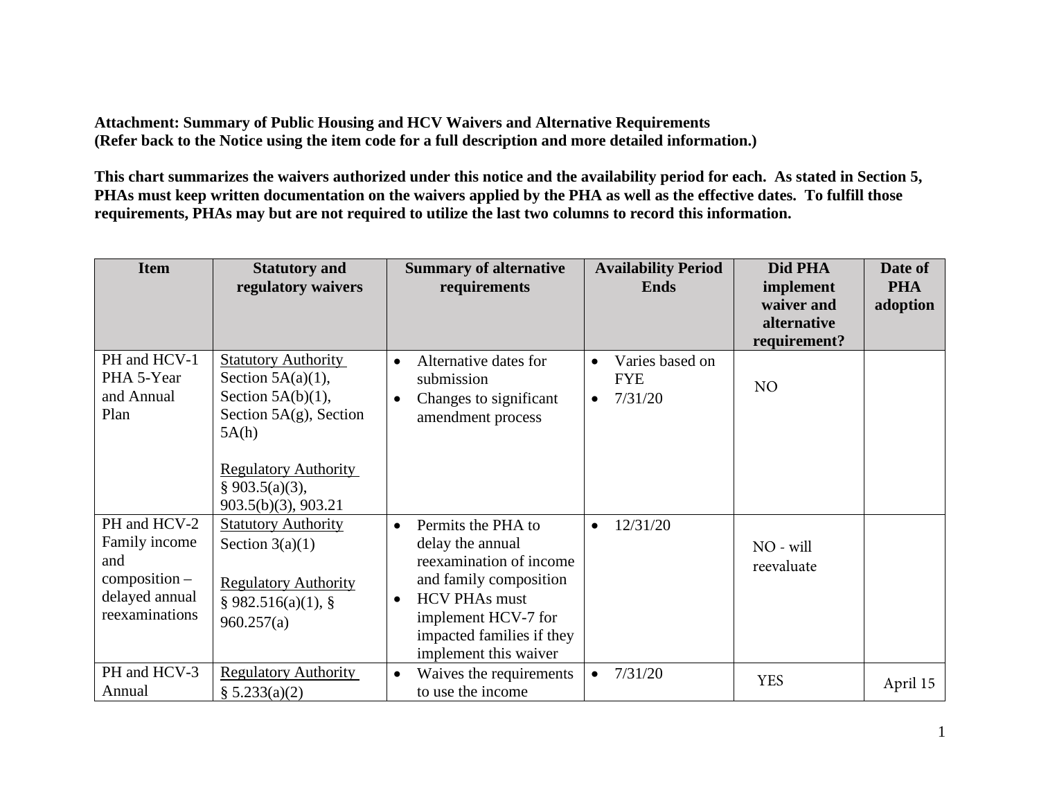**Attachment: Summary of Public Housing and HCV Waivers and Alternative Requirements**
**(Refer back to the Notice using the item code for a full description and more detailed information.)**

**This chart summarizes the waivers authorized under this notice and the availability period for each. As stated in Section 5, PHAs must keep written documentation on the waivers applied by the PHA as well as the effective dates. To fulfill those requirements, PHAs may but are not required to utilize the last two columns to record this information.**

| Item | Statutory and regulatory waivers | Summary of alternative requirements | Availability Period Ends | Did PHA implement waiver and alternative requirement? | Date of PHA adoption |
|---|---|---|---|---|---|
| PH and HCV-1 PHA 5-Year and Annual Plan | Statutory Authority<br>Section 5A(a)(1), Section 5A(b)(1), Section 5A(g), Section 5A(h)<br><br>Regulatory Authority<br>§ 903.5(a)(3), 903.5(b)(3), 903.21 | • Alternative dates for submission<br>• Changes to significant amendment process | • Varies based on FYE<br>• 7/31/20 | NO | |
| PH and HCV-2 Family income and composition – delayed annual reexaminations | Statutory Authority<br>Section 3(a)(1)<br><br>Regulatory Authority<br>§ 982.516(a)(1), § 960.257(a) | • Permits the PHA to delay the annual reexamination of income and family composition<br>• HCV PHAs must implement HCV-7 for impacted families if they implement this waiver | • 12/31/20 | NO - will reevaluate | |
| PH and HCV-3 Annual | Regulatory Authority<br>§ 5.233(a)(2) | • Waives the requirements to use the income | • 7/31/20 | YES | April 15 |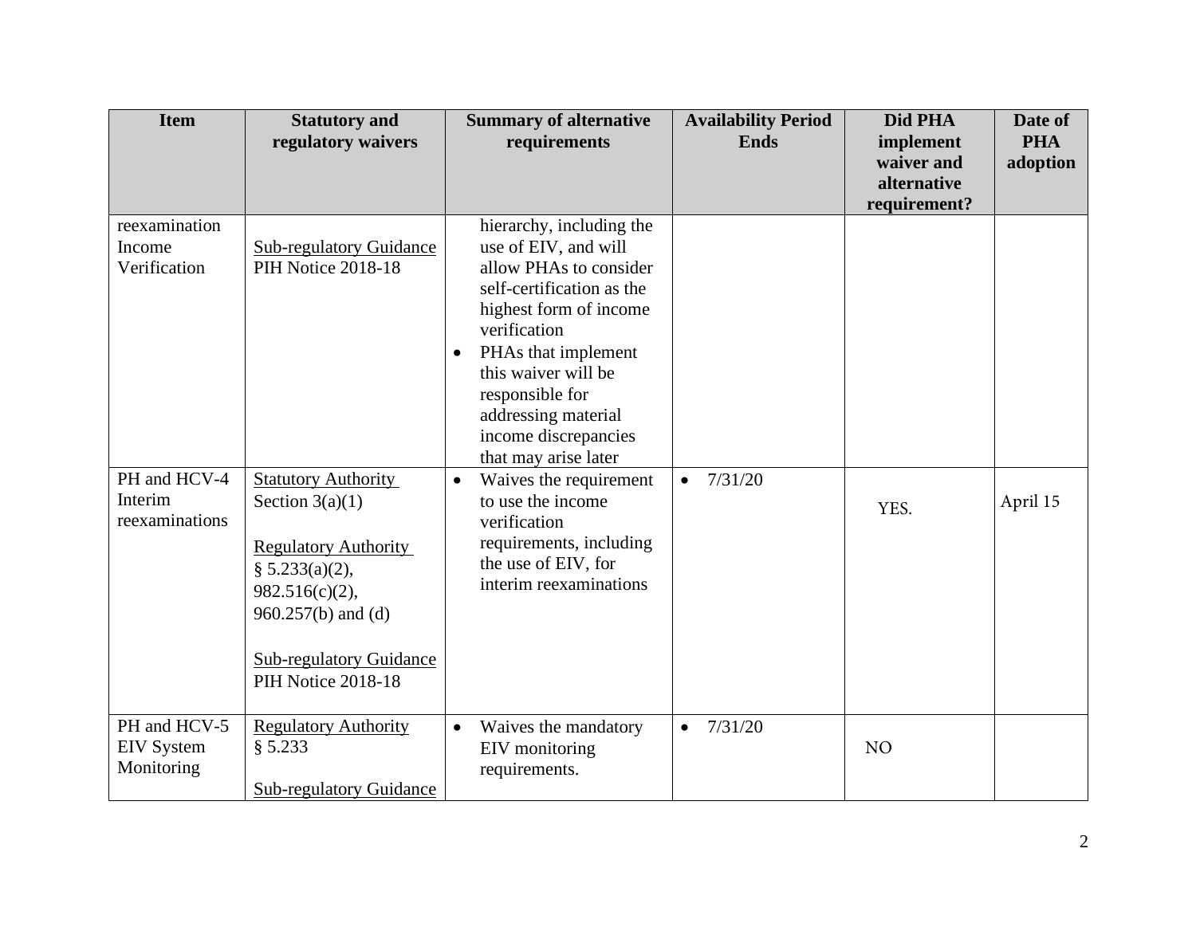| Item | Statutory and regulatory waivers | Summary of alternative requirements | Availability Period Ends | Did PHA implement waiver and alternative requirement? | Date of PHA adoption |
|---|---|---|---|---|---|
| reexamination Income Verification | Sub-regulatory Guidance PIH Notice 2018-18 | hierarchy, including the use of EIV, and will allow PHAs to consider self-certification as the highest form of income verification<br>• PHAs that implement this waiver will be responsible for addressing material income discrepancies that may arise later | | | |
| PH and HCV-4 Interim reexaminations | Statutory Authority Section 3(a)(1)<br><br>Regulatory Authority § 5.233(a)(2), 982.516(c)(2), 960.257(b) and (d)<br><br>Sub-regulatory Guidance PIH Notice 2018-18 | • Waives the requirement to use the income verification requirements, including the use of EIV, for interim reexaminations | • 7/31/20 | YES. | April 15 |
| PH and HCV-5 EIV System Monitoring | Regulatory Authority § 5.233<br><br>Sub-regulatory Guidance | • Waives the mandatory EIV monitoring requirements. | • 7/31/20 | NO | |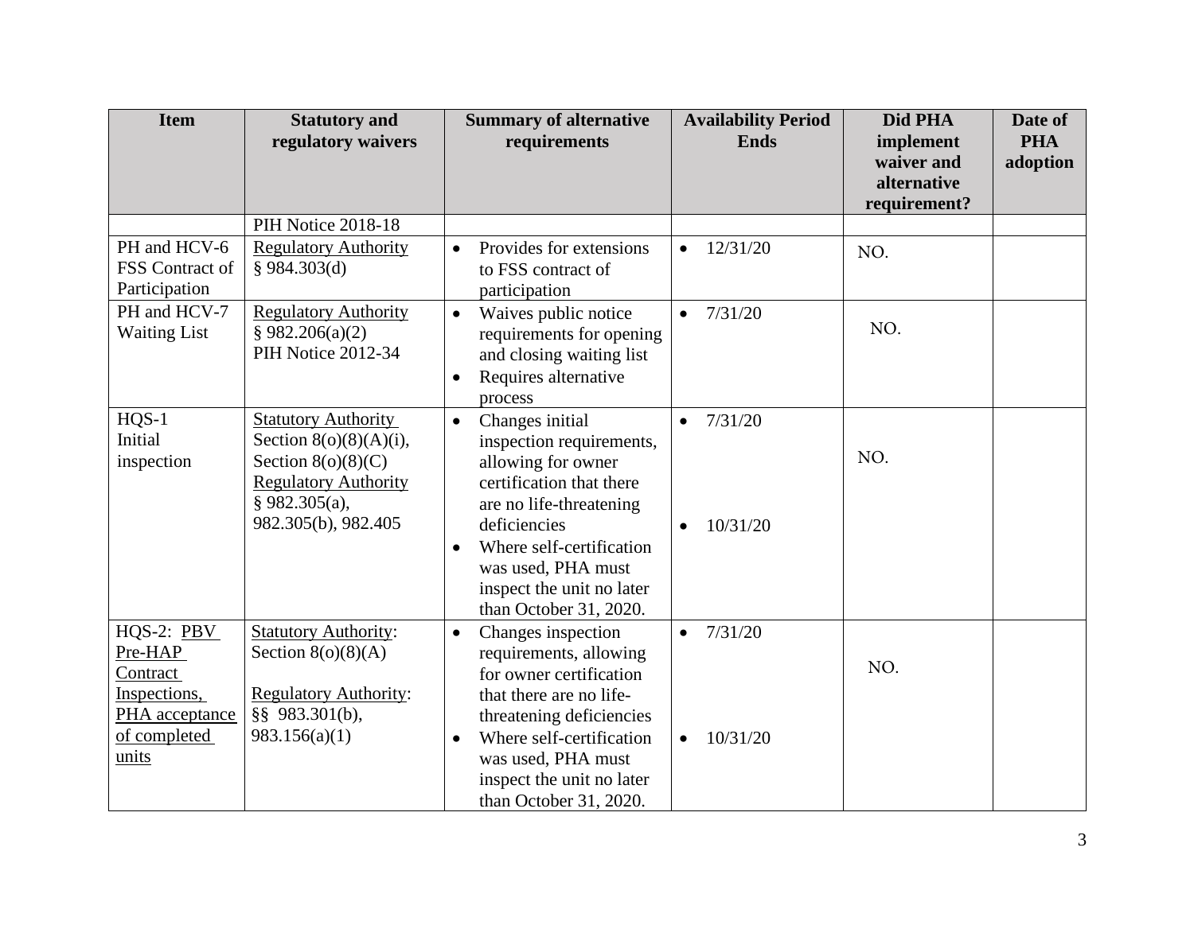| Item | Statutory and regulatory waivers | Summary of alternative requirements | Availability Period Ends | Did PHA implement waiver and alternative requirement? | Date of PHA adoption |
|---|---|---|---|---|---|
| | PIH Notice 2018-18 | | | | |
| PH and HCV-6 FSS Contract of Participation | Regulatory Authority § 984.303(d) | • Provides for extensions to FSS contract of participation | • 12/31/20 | NO. | |
| PH and HCV-7 Waiting List | Regulatory Authority § 982.206(a)(2) PIH Notice 2012-34 | • Waives public notice requirements for opening and closing waiting list<br>• Requires alternative process | • 7/31/20 | NO. | |
| HQS-1 Initial inspection | Statutory Authority Section 8(o)(8)(A)(i), Section 8(o)(8)(C) Regulatory Authority § 982.305(a), 982.305(b), 982.405 | • Changes initial inspection requirements, allowing for owner certification that there are no life-threatening deficiencies<br>• Where self-certification was used, PHA must inspect the unit no later than October 31, 2020. | • 7/31/20<br>• 10/31/20 | NO. | |
| HQS-2: PBV Pre-HAP Contract Inspections, PHA acceptance of completed units | Statutory Authority: Section 8(o)(8)(A)<br><br>Regulatory Authority: §§ 983.301(b), 983.156(a)(1) | • Changes inspection requirements, allowing for owner certification that there are no life-threatening deficiencies<br>• Where self-certification was used, PHA must inspect the unit no later than October 31, 2020. | • 7/31/20<br>• 10/31/20 | NO. | |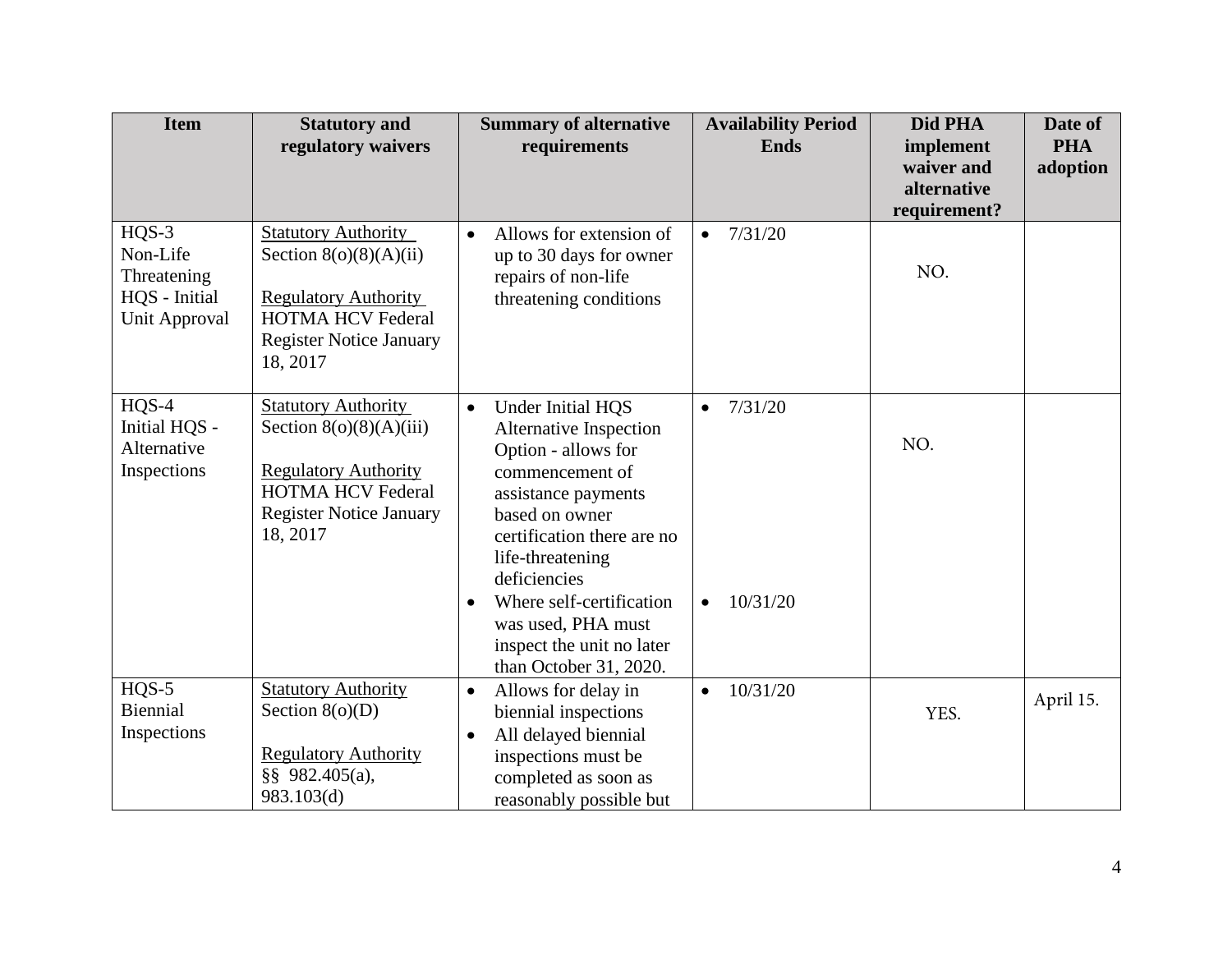| Item | Statutory and regulatory waivers | Summary of alternative requirements | Availability Period Ends | Did PHA implement waiver and alternative requirement? | Date of PHA adoption |
|---|---|---|---|---|---|
| HQS-3 Non-Life Threatening HQS - Initial Unit Approval | Statutory Authority Section 8(o)(8)(A)(ii) <br><br> Regulatory Authority HOTMA HCV Federal Register Notice January 18, 2017 | • Allows for extension of up to 30 days for owner repairs of non-life threatening conditions | • 7/31/20 | NO. | |
| HQS-4 Initial HQS - Alternative Inspections | Statutory Authority Section 8(o)(8)(A)(iii) <br><br> Regulatory Authority HOTMA HCV Federal Register Notice January 18, 2017 | • Under Initial HQS Alternative Inspection Option - allows for commencement of assistance payments based on owner certification there are no life-threatening deficiencies <br> • Where self-certification was used, PHA must inspect the unit no later than October 31, 2020. | • 7/31/20 <br><br> • 10/31/20 | NO. | |
| HQS-5 Biennial Inspections | Statutory Authority Section 8(o)(D) <br><br> Regulatory Authority §§ 982.405(a), 983.103(d) | • Allows for delay in biennial inspections <br> • All delayed biennial inspections must be completed as soon as reasonably possible but | • 10/31/20 | YES. | April 15. |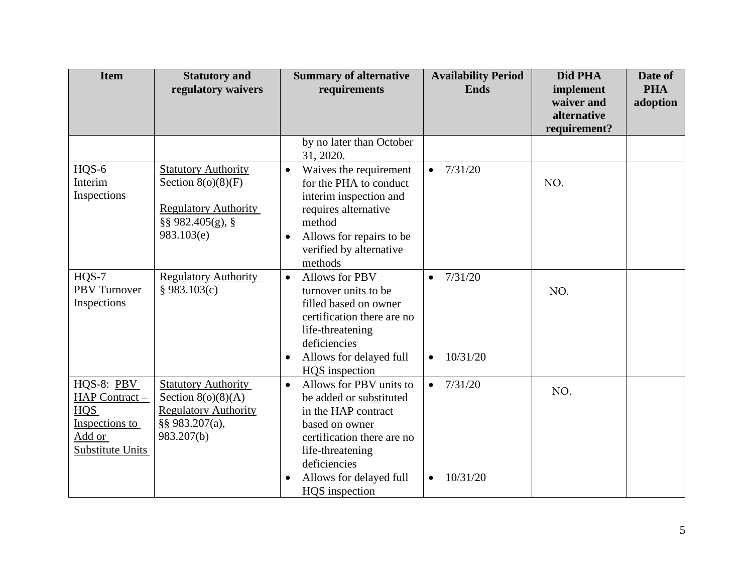| Item | Statutory and regulatory waivers | Summary of alternative requirements | Availability Period Ends | Did PHA implement waiver and alternative requirement? | Date of PHA adoption |
|---|---|---|---|---|---|
| | | by no later than October 31, 2020. | | | |
| HQS-6 Interim Inspections | Statutory Authority Section 8(o)(8)(F) <br><br> Regulatory Authority §§ 982.405(g), § 983.103(e) | • Waives the requirement for the PHA to conduct interim inspection and requires alternative method <br> • Allows for repairs to be verified by alternative methods | • 7/31/20 | NO. | |
| HQS-7 PBV Turnover Inspections | Regulatory Authority § 983.103(c) | • Allows for PBV turnover units to be filled based on owner certification there are no life-threatening deficiencies <br> • Allows for delayed full HQS inspection | • 7/31/20 <br><br> • 10/31/20 | NO. | |
| HQS-8: PBV HAP Contract – HQS Inspections to Add or Substitute Units | Statutory Authority Section 8(o)(8)(A) <br> Regulatory Authority §§ 983.207(a), 983.207(b) | • Allows for PBV units to be added or substituted in the HAP contract based on owner certification there are no life-threatening deficiencies <br> • Allows for delayed full HQS inspection | • 7/31/20 <br><br> • 10/31/20 | NO. | |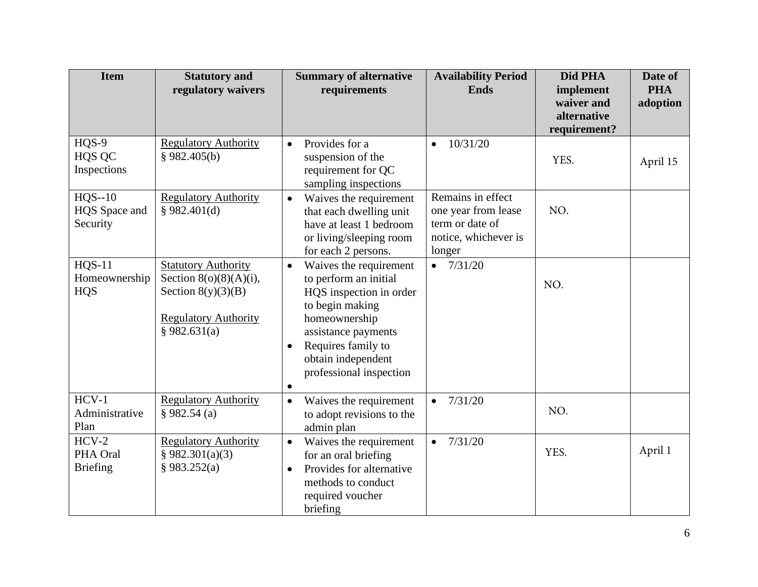| Item | Statutory and regulatory waivers | Summary of alternative requirements | Availability Period Ends | Did PHA implement waiver and alternative requirement? | Date of PHA adoption |
|---|---|---|---|---|---|
| HQS-9<br>HQS QC Inspections | Regulatory Authority<br>§ 982.405(b) | • Provides for a suspension of the requirement for QC sampling inspections | • 10/31/20 | YES. | April 15 |
| HQS--10<br>HQS Space and Security | Regulatory Authority<br>§ 982.401(d) | • Waives the requirement that each dwelling unit have at least 1 bedroom or living/sleeping room for each 2 persons. | Remains in effect one year from lease term or date of notice, whichever is longer | NO. | |
| HQS-11<br>Homeownership HQS | Statutory Authority<br>Section 8(o)(8)(A)(i), Section 8(y)(3)(B)<br><br>Regulatory Authority<br>§ 982.631(a) | • Waives the requirement to perform an initial HQS inspection in order to begin making homeownership assistance payments<br>• Requires family to obtain independent professional inspection<br>• | • 7/31/20 | NO. | |
| HCV-1<br>Administrative Plan | Regulatory Authority<br>§ 982.54 (a) | • Waives the requirement to adopt revisions to the admin plan | • 7/31/20 | NO. | |
| HCV-2<br>PHA Oral Briefing | Regulatory Authority<br>§ 982.301(a)(3)<br>§ 983.252(a) | • Waives the requirement for an oral briefing<br>• Provides for alternative methods to conduct required voucher briefing | • 7/31/20 | YES. | April 1 |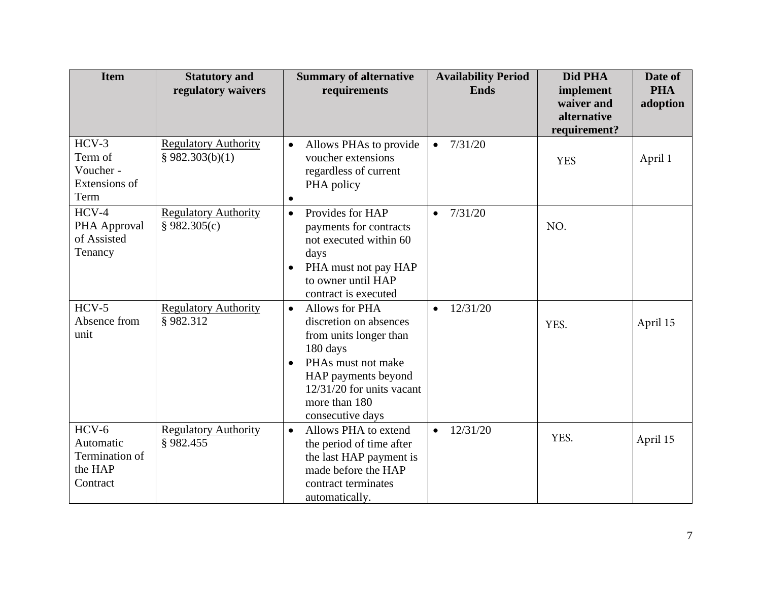| Item | Statutory and regulatory waivers | Summary of alternative requirements | Availability Period Ends | Did PHA implement waiver and alternative requirement? | Date of PHA adoption |
|---|---|---|---|---|---|
| HCV-3 Term of Voucher - Extensions of Term | Regulatory Authority § 982.303(b)(1) | • Allows PHAs to provide voucher extensions regardless of current PHA policy<br>• | • 7/31/20 | YES | April 1 |
| HCV-4 PHA Approval of Assisted Tenancy | Regulatory Authority § 982.305(c) | • Provides for HAP payments for contracts not executed within 60 days<br>• PHA must not pay HAP to owner until HAP contract is executed | • 7/31/20 | NO. | |
| HCV-5 Absence from unit | Regulatory Authority § 982.312 | • Allows for PHA discretion on absences from units longer than 180 days<br>• PHAs must not make HAP payments beyond 12/31/20 for units vacant more than 180 consecutive days | • 12/31/20 | YES. | April 15 |
| HCV-6 Automatic Termination of the HAP Contract | Regulatory Authority § 982.455 | • Allows PHA to extend the period of time after the last HAP payment is made before the HAP contract terminates automatically. | • 12/31/20 | YES. | April 15 |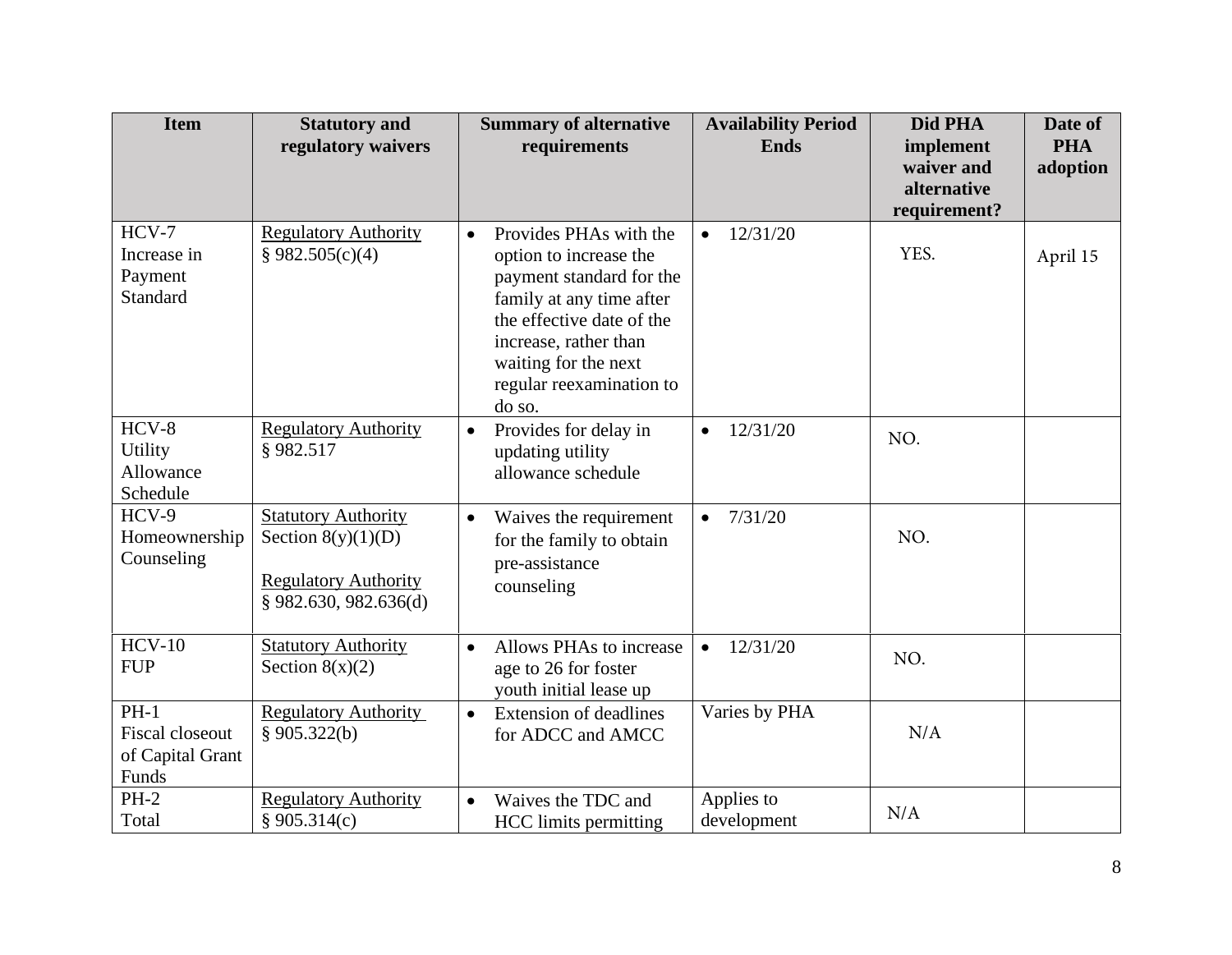| Item | Statutory and regulatory waivers | Summary of alternative requirements | Availability Period Ends | Did PHA implement waiver and alternative requirement? | Date of PHA adoption |
|---|---|---|---|---|---|
| HCV-7 Increase in Payment Standard | Regulatory Authority § 982.505(c)(4) | • Provides PHAs with the option to increase the payment standard for the family at any time after the effective date of the increase, rather than waiting for the next regular reexamination to do so. | • 12/31/20 | YES. | April 15 |
| HCV-8 Utility Allowance Schedule | Regulatory Authority § 982.517 | • Provides for delay in updating utility allowance schedule | • 12/31/20 | NO. | |
| HCV-9 Homeownership Counseling | Statutory Authority Section 8(y)(1)(D)<br><br>Regulatory Authority § 982.630, 982.636(d) | • Waives the requirement for the family to obtain pre-assistance counseling | • 7/31/20 | NO. | |
| HCV-10 FUP | Statutory Authority Section 8(x)(2) | • Allows PHAs to increase age to 26 for foster youth initial lease up | • 12/31/20 | NO. | |
| PH-1 Fiscal closeout of Capital Grant Funds | Regulatory Authority § 905.322(b) | • Extension of deadlines for ADCC and AMCC | Varies by PHA | N/A | |
| PH-2 Total | Regulatory Authority § 905.314(c) | • Waives the TDC and HCC limits permitting | Applies to development | N/A | |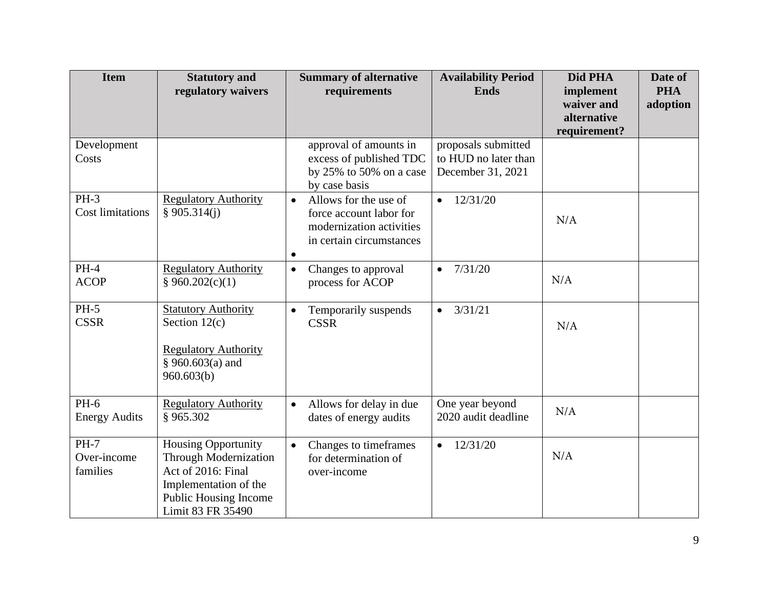| Item | Statutory and regulatory waivers | Summary of alternative requirements | Availability Period Ends | Did PHA implement waiver and alternative requirement? | Date of PHA adoption |
|---|---|---|---|---|---|
| Development Costs | | approval of amounts in excess of published TDC by 25% to 50% on a case by case basis | proposals submitted to HUD no later than December 31, 2021 | | |
| PH-3 Cost limitations | Regulatory Authority § 905.314(j) | • Allows for the use of force account labor for modernization activities in certain circumstances<br>• | • 12/31/20 | N/A | |
| PH-4 ACOP | Regulatory Authority § 960.202(c)(1) | • Changes to approval process for ACOP | • 7/31/20 | N/A | |
| PH-5 CSSR | Statutory Authority Section 12(c)<br><br>Regulatory Authority § 960.603(a) and 960.603(b) | • Temporarily suspends CSSR | • 3/31/21 | N/A | |
| PH-6 Energy Audits | Regulatory Authority § 965.302 | • Allows for delay in due dates of energy audits | One year beyond 2020 audit deadline | N/A | |
| PH-7 Over-income families | Housing Opportunity Through Modernization Act of 2016: Final Implementation of the Public Housing Income Limit 83 FR 35490 | • Changes to timeframes for determination of over-income | • 12/31/20 | N/A | |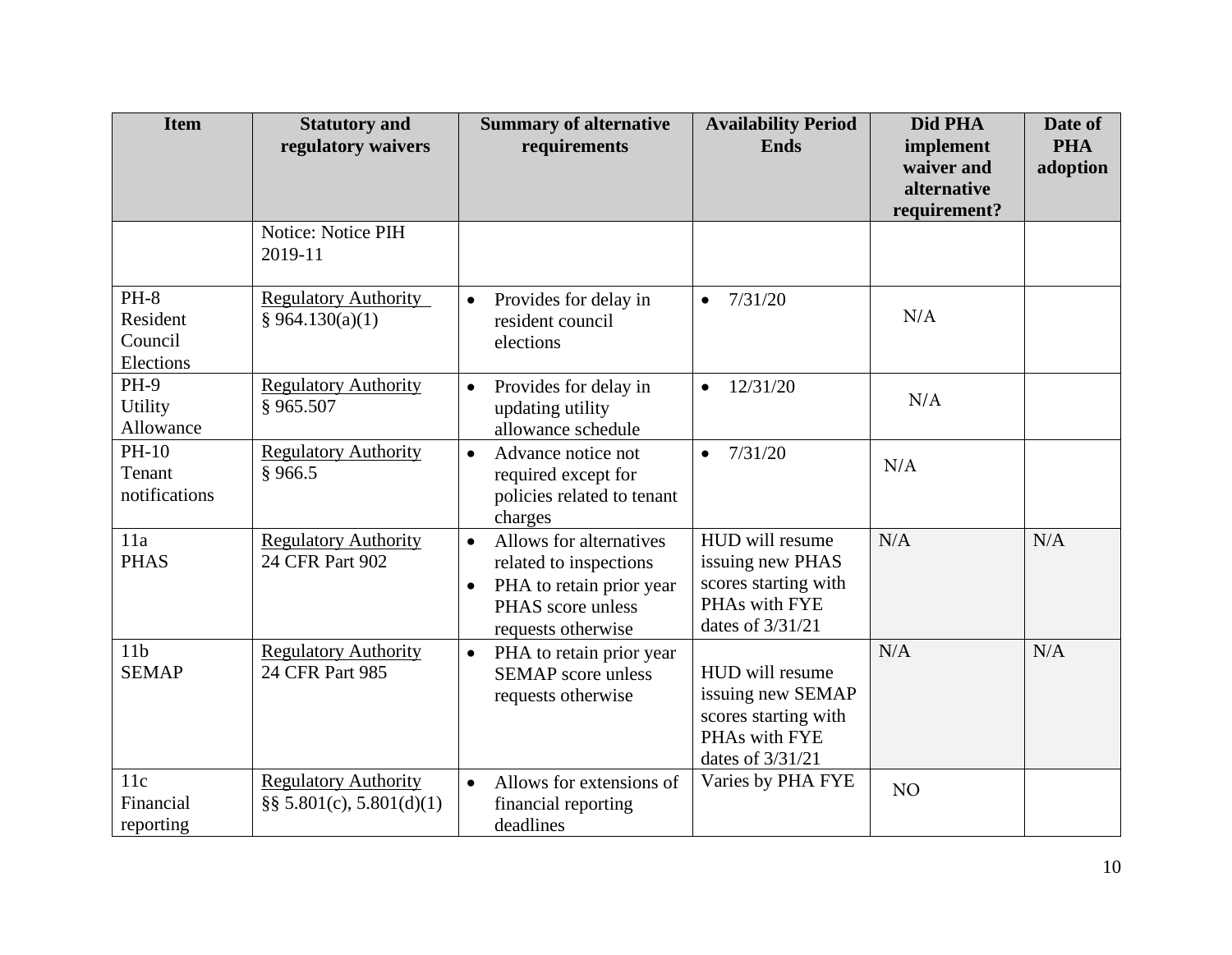| Item | Statutory and regulatory waivers | Summary of alternative requirements | Availability Period Ends | Did PHA implement waiver and alternative requirement? | Date of PHA adoption |
|---|---|---|---|---|---|
| | Notice: Notice PIH 2019-11 | | | | |
| PH-8 Resident Council Elections | Regulatory Authority § 964.130(a)(1) | • Provides for delay in resident council elections | • 7/31/20 | N/A | |
| PH-9 Utility Allowance | Regulatory Authority § 965.507 | • Provides for delay in updating utility allowance schedule | • 12/31/20 | N/A | |
| PH-10 Tenant notifications | Regulatory Authority § 966.5 | • Advance notice not required except for policies related to tenant charges | • 7/31/20 | N/A | |
| 11a PHAS | Regulatory Authority 24 CFR Part 902 | • Allows for alternatives related to inspections<br>• PHA to retain prior year PHAS score unless requests otherwise | HUD will resume issuing new PHAS scores starting with PHAs with FYE dates of 3/31/21 | N/A | N/A |
| 11b SEMAP | Regulatory Authority 24 CFR Part 985 | • PHA to retain prior year SEMAP score unless requests otherwise | HUD will resume issuing new SEMAP scores starting with PHAs with FYE dates of 3/31/21 | N/A | N/A |
| 11c Financial reporting | Regulatory Authority §§ 5.801(c), 5.801(d)(1) | • Allows for extensions of financial reporting deadlines | Varies by PHA FYE | NO | |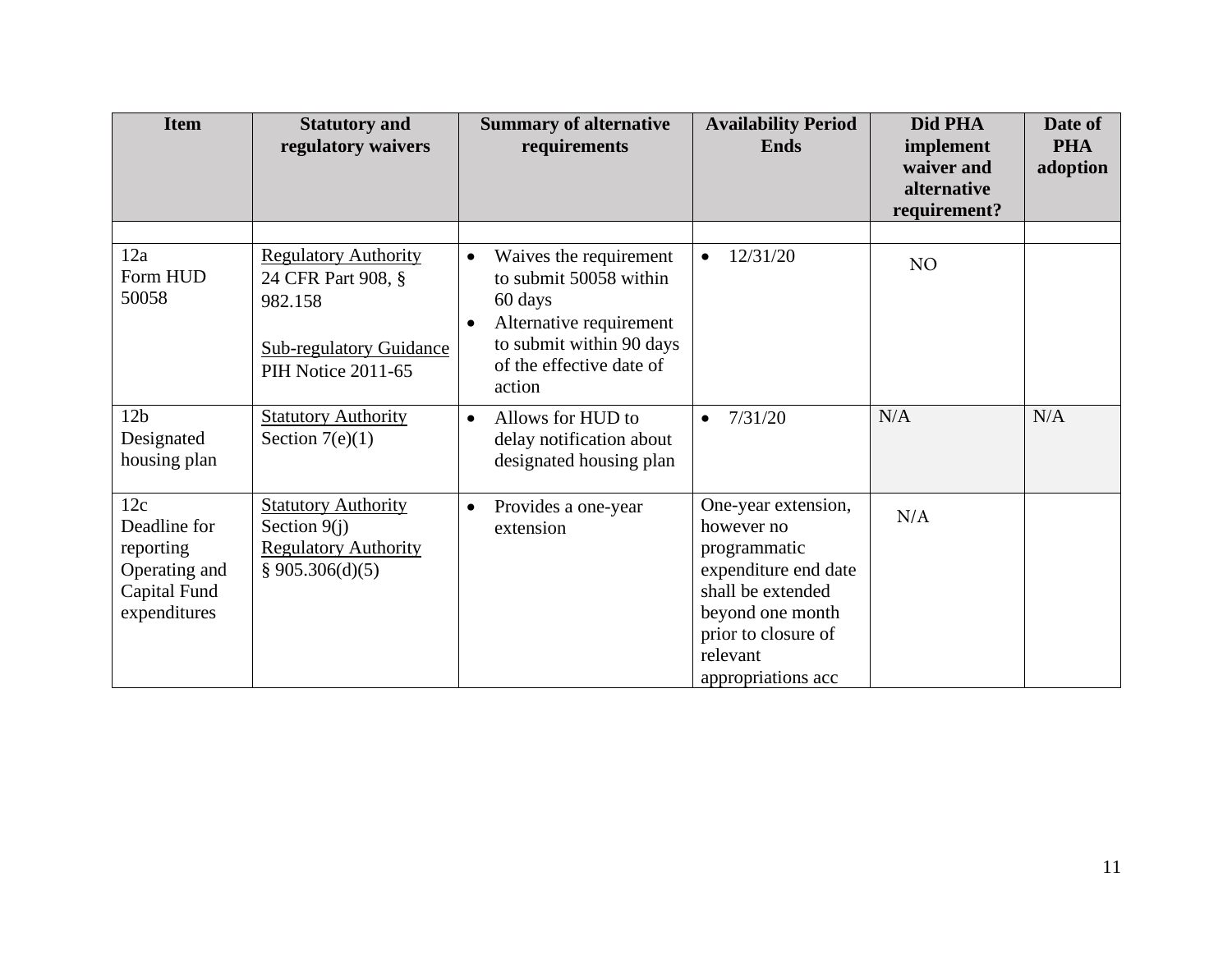| Item | Statutory and regulatory waivers | Summary of alternative requirements | Availability Period Ends | Did PHA implement waiver and alternative requirement? | Date of PHA adoption |
|---|---|---|---|---|---|
| | | | | | |
| 12a Form HUD 50058 | Regulatory Authority 24 CFR Part 908, § 982.158<br><br>Sub-regulatory Guidance PIH Notice 2011-65 | • Waives the requirement to submit 50058 within 60 days<br>• Alternative requirement to submit within 90 days of the effective date of action | • 12/31/20 | NO | |
| 12b Designated housing plan | Statutory Authority Section 7(e)(1) | • Allows for HUD to delay notification about designated housing plan | • 7/31/20 | N/A | N/A |
| 12c Deadline for reporting Operating and Capital Fund expenditures | Statutory Authority Section 9(j)<br>Regulatory Authority § 905.306(d)(5) | • Provides a one-year extension | One-year extension, however no programmatic expenditure end date shall be extended beyond one month prior to closure of relevant appropriations acc | N/A | |